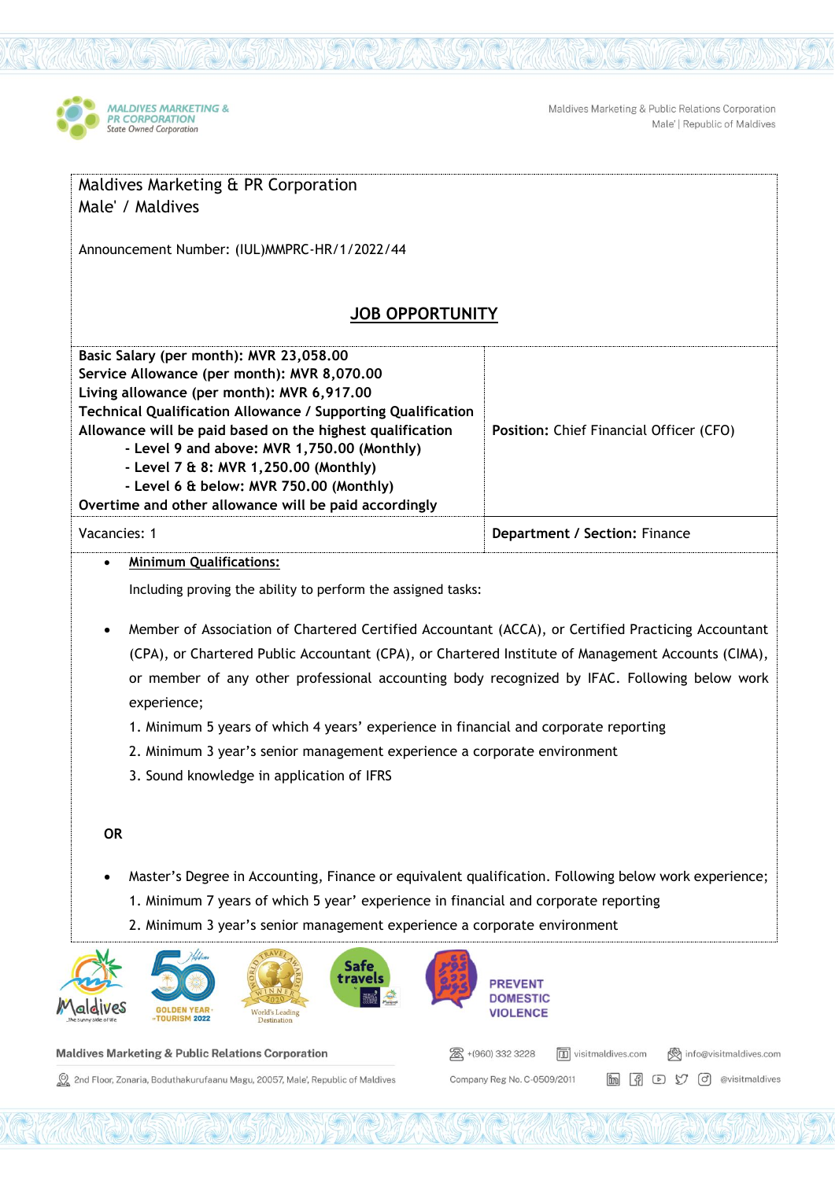Maldives Marketing & PR Corporation
Male' / Maldives

Announcement Number: (IUL)MMPRC-HR/1/2022/44

## JOB OPPORTUNITY

| **Basic Salary (per month): MVR 23,058.00**<br>**Service Allowance (per month): MVR 8,070.00**<br>**Living allowance (per month): MVR 6,917.00**<br>**Technical Qualification Allowance / Supporting Qualification Allowance will be paid based on the highest qualification**<br>**- Level 9 and above: MVR 1,750.00 (Monthly)**<br>**- Level 7 & 8: MVR 1,250.00 (Monthly)**<br>**- Level 6 & below: MVR 750.00 (Monthly)**<br>**Overtime and other allowance will be paid accordingly** | **Position:** Chief Financial Officer (CFO) |
|---|---|
| Vacancies: 1 | **Department / Section:** Finance |

- **Minimum Qualifications:**

  Including proving the ability to perform the assigned tasks:

- Member of Association of Chartered Certified Accountant (ACCA), or Certified Practicing Accountant (CPA), or Chartered Public Accountant (CPA), or Chartered Institute of Management Accounts (CIMA), or member of any other professional accounting body recognized by IFAC. Following below work experience;
  1. Minimum 5 years of which 4 years' experience in financial and corporate reporting
  2. Minimum 3 year's senior management experience a corporate environment
  3. Sound knowledge in application of IFRS

**OR**

- Master's Degree in Accounting, Finance or equivalent qualification. Following below work experience;
  1. Minimum 7 years of which 5 year' experience in financial and corporate reporting
  2. Minimum 3 year's senior management experience a corporate environment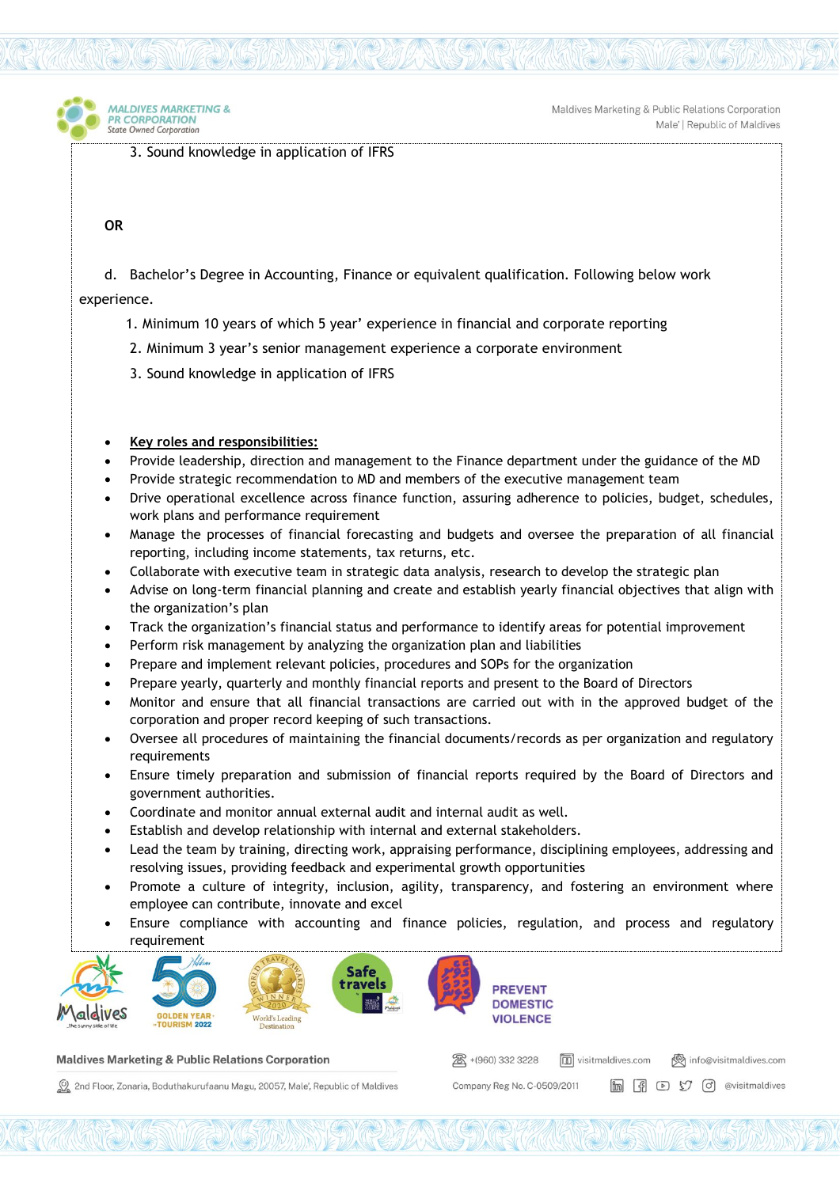3. Sound knowledge in application of IFRS

**OR**

d. Bachelor's Degree in Accounting, Finance or equivalent qualification. Following below work experience.

1. Minimum 10 years of which 5 year' experience in financial and corporate reporting
2. Minimum 3 year's senior management experience a corporate environment
3. Sound knowledge in application of IFRS

- **Key roles and responsibilities:**
- Provide leadership, direction and management to the Finance department under the guidance of the MD
- Provide strategic recommendation to MD and members of the executive management team
- Drive operational excellence across finance function, assuring adherence to policies, budget, schedules, work plans and performance requirement
- Manage the processes of financial forecasting and budgets and oversee the preparation of all financial reporting, including income statements, tax returns, etc.
- Collaborate with executive team in strategic data analysis, research to develop the strategic plan
- Advise on long-term financial planning and create and establish yearly financial objectives that align with the organization's plan
- Track the organization's financial status and performance to identify areas for potential improvement
- Perform risk management by analyzing the organization plan and liabilities
- Prepare and implement relevant policies, procedures and SOPs for the organization
- Prepare yearly, quarterly and monthly financial reports and present to the Board of Directors
- Monitor and ensure that all financial transactions are carried out with in the approved budget of the corporation and proper record keeping of such transactions.
- Oversee all procedures of maintaining the financial documents/records as per organization and regulatory requirements
- Ensure timely preparation and submission of financial reports required by the Board of Directors and government authorities.
- Coordinate and monitor annual external audit and internal audit as well.
- Establish and develop relationship with internal and external stakeholders.
- Lead the team by training, directing work, appraising performance, disciplining employees, addressing and resolving issues, providing feedback and experimental growth opportunities
- Promote a culture of integrity, inclusion, agility, transparency, and fostering an environment where employee can contribute, innovate and excel
- Ensure compliance with accounting and finance policies, regulation, and process and regulatory requirement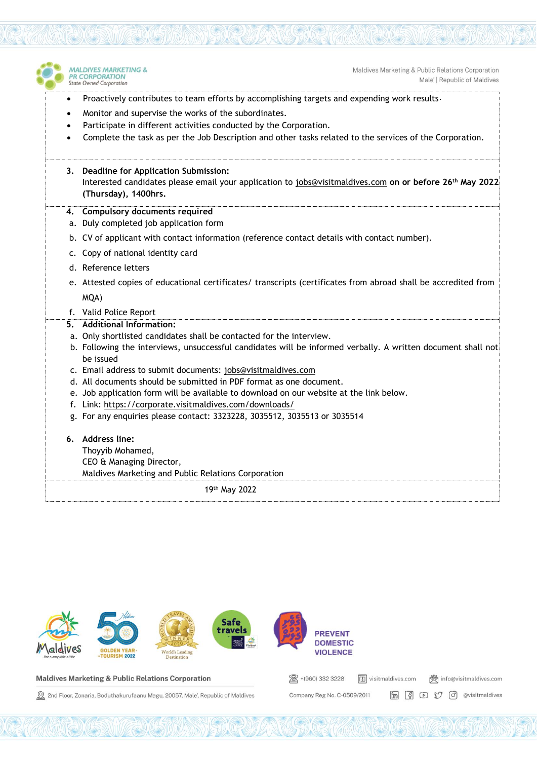- Proactively contributes to team efforts by accomplishing targets and expending work results.
- Monitor and supervise the works of the subordinates.
- Participate in different activities conducted by the Corporation.
- Complete the task as per the Job Description and other tasks related to the services of the Corporation.

**3. Deadline for Application Submission:**

Interested candidates please email your application to jobs@visitmaldives.com **on or before 26th May 2022 (Thursday), 1400hrs.**

**4. Compulsory documents required**

a. Duly completed job application form

b. CV of applicant with contact information (reference contact details with contact number).

c. Copy of national identity card

d. Reference letters

e. Attested copies of educational certificates/ transcripts (certificates from abroad shall be accredited from MQA)

f. Valid Police Report

**5. Additional Information:**

a. Only shortlisted candidates shall be contacted for the interview.

b. Following the interviews, unsuccessful candidates will be informed verbally. A written document shall not be issued

c. Email address to submit documents: jobs@visitmaldives.com

d. All documents should be submitted in PDF format as one document.

e. Job application form will be available to download on our website at the link below.

f. Link: https://corporate.visitmaldives.com/downloads/

g. For any enquiries please contact: 3323228, 3035512, 3035513 or 3035514

**6. Address line:**

Thoyyib Mohamed,
CEO & Managing Director,
Maldives Marketing and Public Relations Corporation

19th May 2022